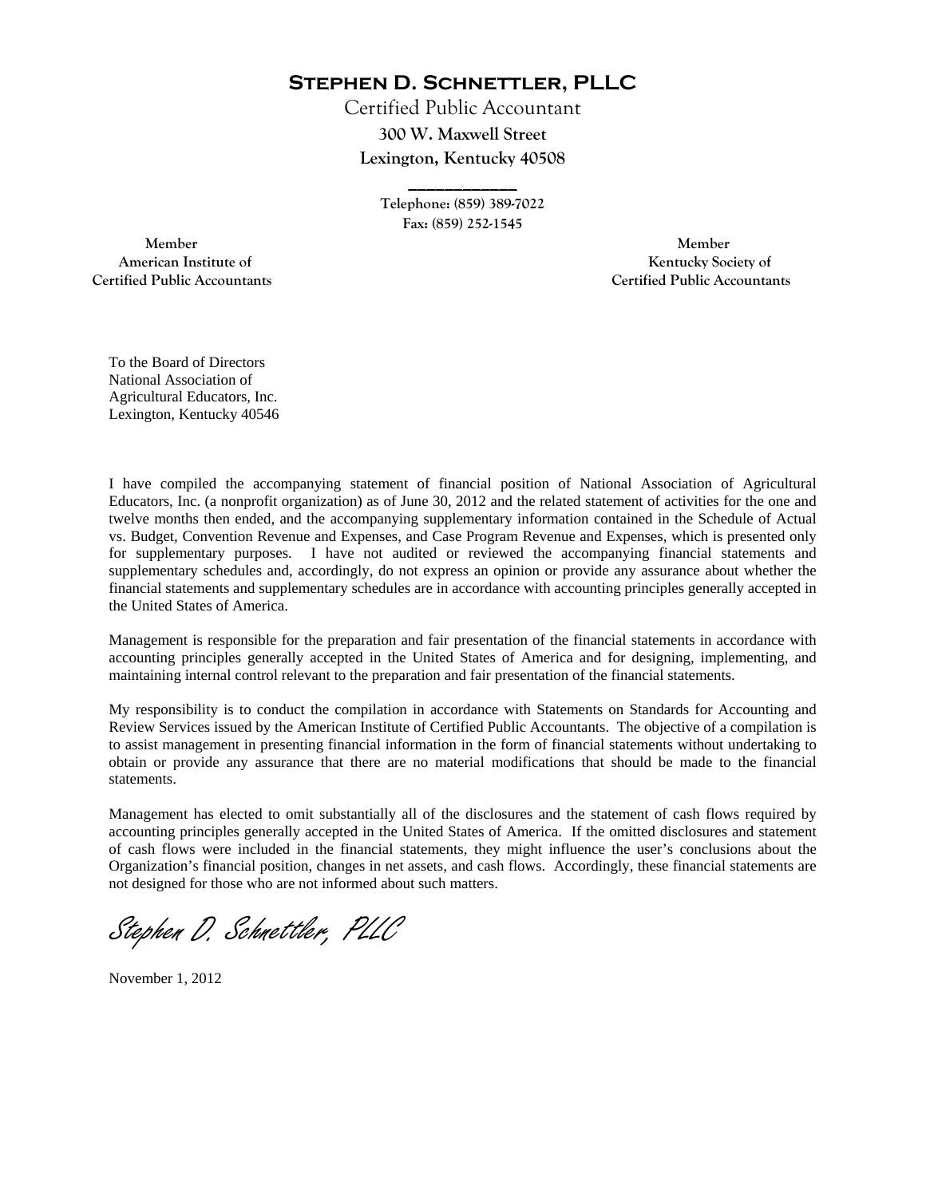# Stephen D. Schnettler, PLLC

Certified Public Accountant
300 W. Maxwell Street
Lexington, Kentucky 40508

Telephone: (859) 389-7022
Fax: (859) 252-1545

Member
American Institute of
Certified Public Accountants

Member
Kentucky Society of
Certified Public Accountants

To the Board of Directors
National Association of
Agricultural Educators, Inc.
Lexington, Kentucky 40546

I have compiled the accompanying statement of financial position of National Association of Agricultural Educators, Inc. (a nonprofit organization) as of June 30, 2012 and the related statement of activities for the one and twelve months then ended, and the accompanying supplementary information contained in the Schedule of Actual vs. Budget, Convention Revenue and Expenses, and Case Program Revenue and Expenses, which is presented only for supplementary purposes. I have not audited or reviewed the accompanying financial statements and supplementary schedules and, accordingly, do not express an opinion or provide any assurance about whether the financial statements and supplementary schedules are in accordance with accounting principles generally accepted in the United States of America.

Management is responsible for the preparation and fair presentation of the financial statements in accordance with accounting principles generally accepted in the United States of America and for designing, implementing, and maintaining internal control relevant to the preparation and fair presentation of the financial statements.

My responsibility is to conduct the compilation in accordance with Statements on Standards for Accounting and Review Services issued by the American Institute of Certified Public Accountants. The objective of a compilation is to assist management in presenting financial information in the form of financial statements without undertaking to obtain or provide any assurance that there are no material modifications that should be made to the financial statements.

Management has elected to omit substantially all of the disclosures and the statement of cash flows required by accounting principles generally accepted in the United States of America. If the omitted disclosures and statement of cash flows were included in the financial statements, they might influence the user's conclusions about the Organization's financial position, changes in net assets, and cash flows. Accordingly, these financial statements are not designed for those who are not informed about such matters.

*Stephen D. Schnettler, PLLC*

November 1, 2012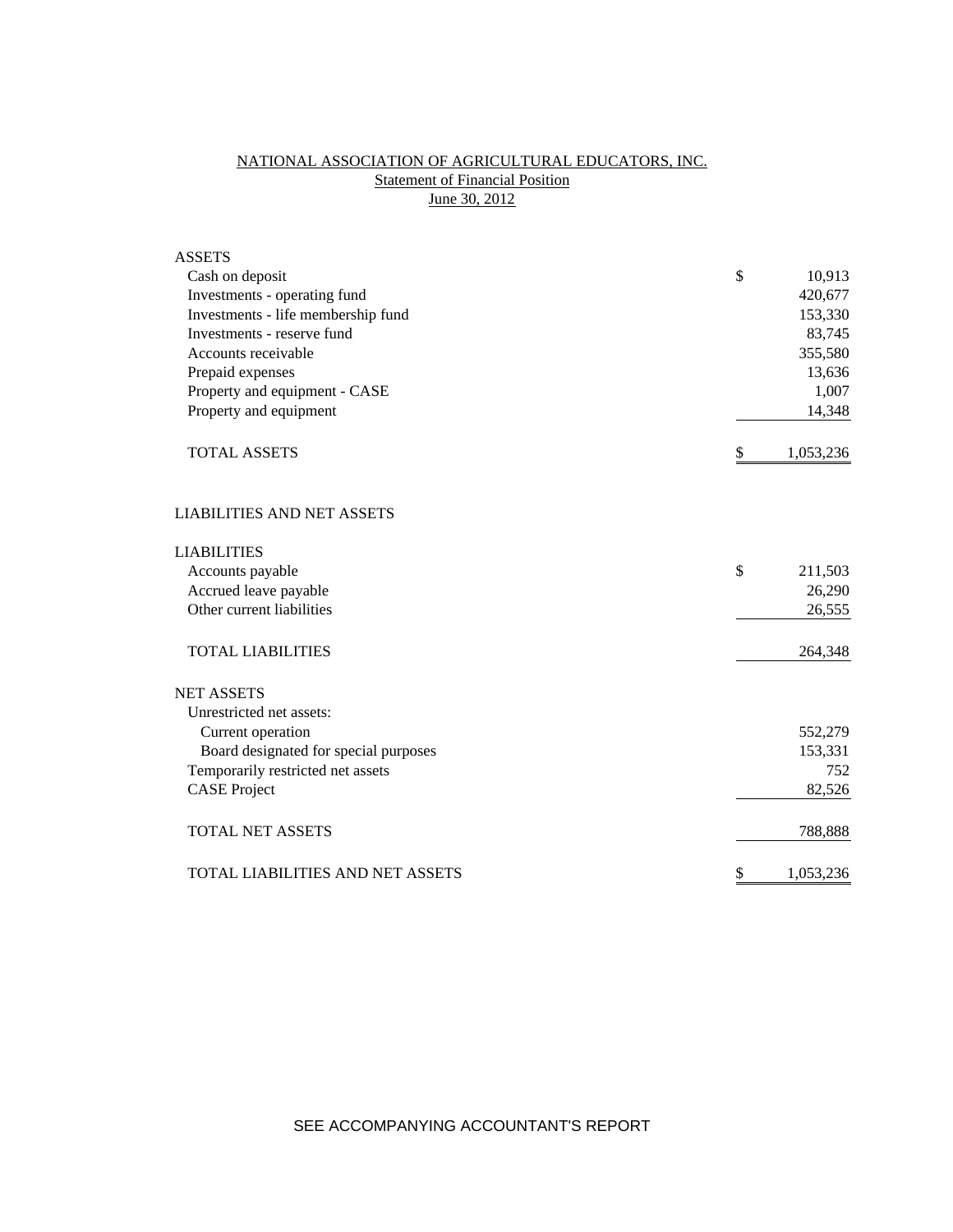# NATIONAL ASSOCIATION OF AGRICULTURAL EDUCATORS, INC.

## Statement of Financial Position

## June 30, 2012

| | | |
|---|---|---|
| **ASSETS** | | |
| Cash on deposit | $ | 10,913 |
| Investments - operating fund | | 420,677 |
| Investments - life membership fund | | 153,330 |
| Investments - reserve fund | | 83,745 |
| Accounts receivable | | 355,580 |
| Prepaid expenses | | 13,636 |
| Property and equipment - CASE | | 1,007 |
| Property and equipment | | 14,348 |
| TOTAL ASSETS | $ | 1,053,236 |
| | | |
| **LIABILITIES AND NET ASSETS** | | |
| | | |
| **LIABILITIES** | | |
| Accounts payable | $ | 211,503 |
| Accrued leave payable | | 26,290 |
| Other current liabilities | | 26,555 |
| TOTAL LIABILITIES | | 264,348 |
| | | |
| **NET ASSETS** | | |
| Unrestricted net assets: | | |
| Current operation | | 552,279 |
| Board designated for special purposes | | 153,331 |
| Temporarily restricted net assets | | 752 |
| CASE Project | | 82,526 |
| TOTAL NET ASSETS | | 788,888 |
| | | |
| TOTAL LIABILITIES AND NET ASSETS | $ | 1,053,236 |

SEE ACCOMPANYING ACCOUNTANT'S REPORT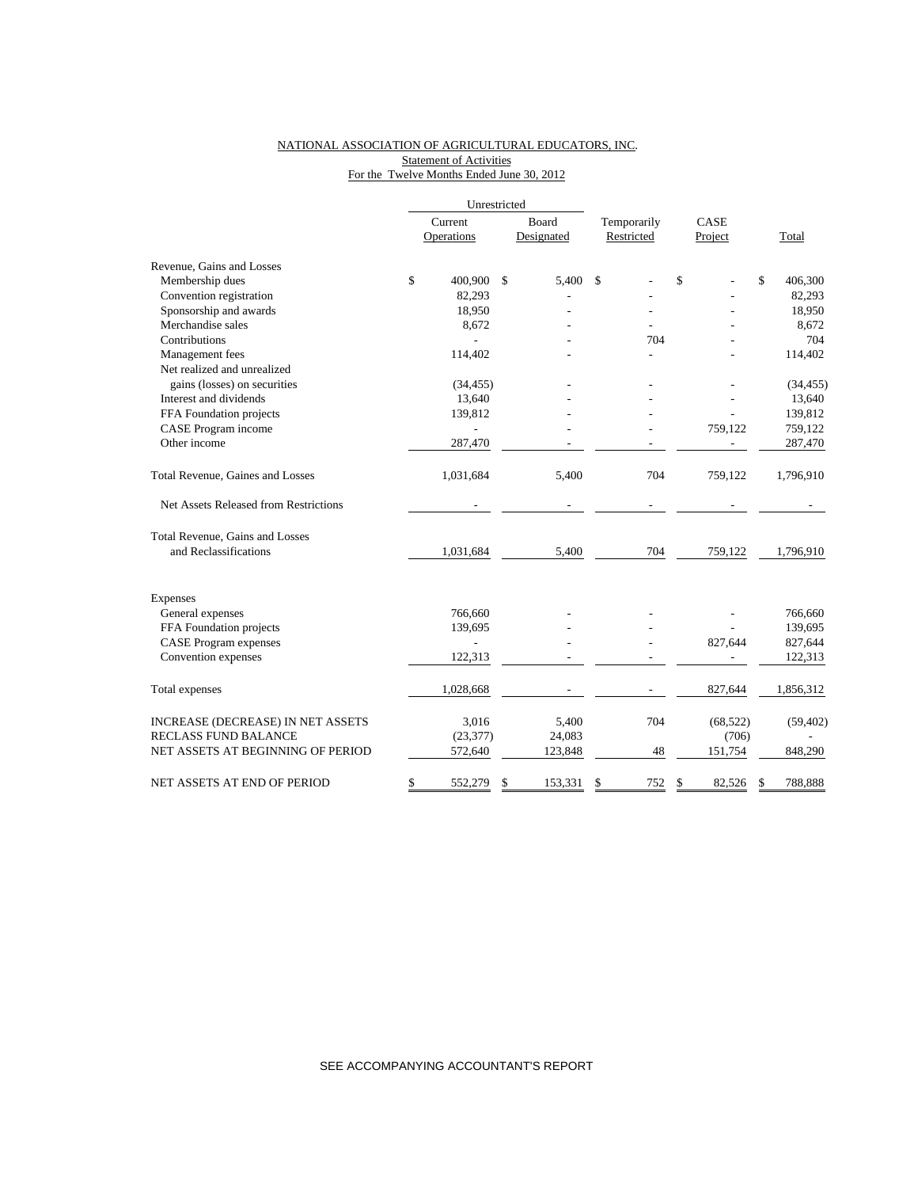NATIONAL ASSOCIATION OF AGRICULTURAL EDUCATORS, INC.
Statement of Activities
For the Twelve Months Ended June 30, 2012

| | Unrestricted | | | | |
|---|---|---|---|---|---|
| | Current Operations | Board Designated | Temporarily Restricted | CASE Project | Total |
| Revenue, Gains and Losses | | | | | |
| Membership dues | $ 400,900 | $ 5,400 | $ - | $ - | $ 406,300 |
| Convention registration | 82,293 | - | - | - | 82,293 |
| Sponsorship and awards | 18,950 | - | - | - | 18,950 |
| Merchandise sales | 8,672 | - | - | - | 8,672 |
| Contributions | - | - | 704 | - | 704 |
| Management fees | 114,402 | - | - | - | 114,402 |
| Net realized and unrealized gains (losses) on securities | (34,455) | - | - | - | (34,455) |
| Interest and dividends | 13,640 | - | - | - | 13,640 |
| FFA Foundation projects | 139,812 | - | - | - | 139,812 |
| CASE Program income | - | - | - | 759,122 | 759,122 |
| Other income | 287,470 | - | - | - | 287,470 |
| Total Revenue, Gaines and Losses | 1,031,684 | 5,400 | 704 | 759,122 | 1,796,910 |
| Net Assets Released from Restrictions | - | - | - | - | - |
| Total Revenue, Gains and Losses and Reclassifications | 1,031,684 | 5,400 | 704 | 759,122 | 1,796,910 |
| Expenses | | | | | |
| General expenses | 766,660 | - | - | - | 766,660 |
| FFA Foundation projects | 139,695 | - | - | - | 139,695 |
| CASE Program expenses | - | - | - | 827,644 | 827,644 |
| Convention expenses | 122,313 | - | - | - | 122,313 |
| Total expenses | 1,028,668 | - | - | 827,644 | 1,856,312 |
| INCREASE (DECREASE) IN NET ASSETS | 3,016 | 5,400 | 704 | (68,522) | (59,402) |
| RECLASS FUND BALANCE | (23,377) | 24,083 | | (706) | - |
| NET ASSETS AT BEGINNING OF PERIOD | 572,640 | 123,848 | 48 | 151,754 | 848,290 |
| NET ASSETS AT END OF PERIOD | $ 552,279 | $ 153,331 | $ 752 | $ 82,526 | $ 788,888 |

SEE ACCOMPANYING ACCOUNTANT'S REPORT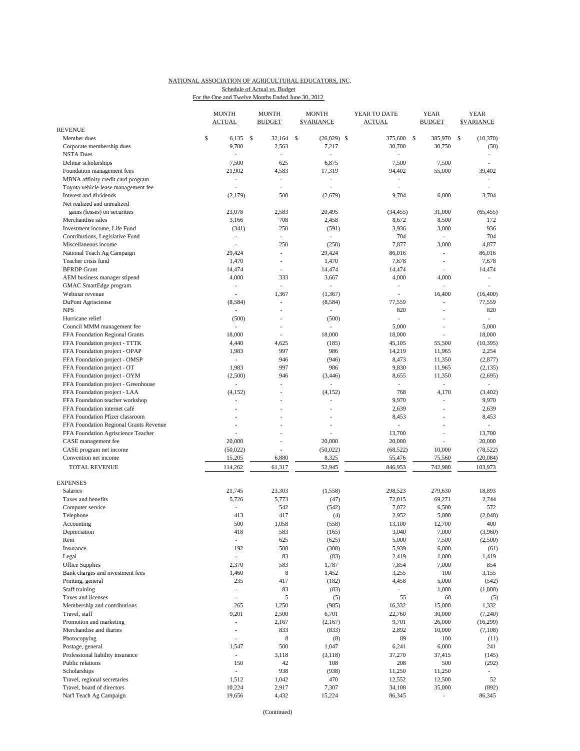NATIONAL ASSOCIATION OF AGRICULTURAL EDUCATORS, INC.
Schedule of Actual vs. Budget
For the One and Twelve Months Ended June 30, 2012

| | MONTH ACTUAL | MONTH BUDGET | MONTH $VARIANCE | YEAR TO DATE ACTUAL | YEAR BUDGET | YEAR $VARIANCE |
|---|---|---|---|---|---|---|
| REVENUE | | | | | | |
| Member dues | $ 6,135 | $ 32,164 | $ (26,029) | $ 375,600 | $ 385,970 | $ (10,370) |
| Corporate membership dues | 9,780 | 2,563 | 7,217 | 30,700 | 30,750 | (50) |
| NSTA Dues | - | - | - | - | | - |
| Delmar scholarships | 7,500 | 625 | 6,875 | 7,500 | 7,500 | - |
| Foundation management fees | 21,902 | 4,583 | 17,319 | 94,402 | 55,000 | 39,402 |
| MBNA affinity credit card program | - | - | - | - | | - |
| Toyota vehicle lease management fee | - | - | - | - | | - |
| Interest and dividends | (2,179) | 500 | (2,679) | 9,704 | 6,000 | 3,704 |
| Net realized and unrealized gains (losses) on securities | 23,078 | 2,583 | 20,495 | (34,455) | 31,000 | (65,455) |
| Merchandise sales | 3,166 | 708 | 2,458 | 8,672 | 8,500 | 172 |
| Investment income, Life Fund | (341) | 250 | (591) | 3,936 | 3,000 | 936 |
| Contributions, Legislative Fund | - | - | - | 704 | - | 704 |
| Miscellaneous income | - | 250 | (250) | 7,877 | 3,000 | 4,877 |
| National Teach Ag Campaign | 29,424 | - | 29,424 | 86,016 | - | 86,016 |
| Teacher crisis fund | 1,470 | - | 1,470 | 7,678 | - | 7,678 |
| BFRDP Grant | 14,474 | - | 14,474 | 14,474 | - | 14,474 |
| AEM business manager stipend | 4,000 | 333 | 3,667 | 4,000 | 4,000 | - |
| GMAC SmartEdge program | - | - | - | - | - | - |
| Webinar revenue | - | 1,367 | (1,367) | - | 16,400 | (16,400) |
| DuPont Agrisciense | (8,584) | - | (8,584) | 77,559 | - | 77,559 |
| NPS | - | - | - | 820 | - | 820 |
| Hurricane relief | (500) | - | (500) | - | - | - |
| Council MMM management fee | - | - | - | 5,000 | - | 5,000 |
| FFA Foundation Regional Grants | 18,000 | - | 18,000 | 18,000 | - | 18,000 |
| FFA Foundation project - TTTK | 4,440 | 4,625 | (185) | 45,105 | 55,500 | (10,395) |
| FFA Foundation project - OPAP | 1,983 | 997 | 986 | 14,219 | 11,965 | 2,254 |
| FFA Foundation project - OMSP | - | 946 | (946) | 8,473 | 11,350 | (2,877) |
| FFA Foundation project - OT | 1,983 | 997 | 986 | 9,830 | 11,965 | (2,135) |
| FFA Foundation project - OYM | (2,500) | 946 | (3,446) | 8,655 | 11,350 | (2,695) |
| FFA Foundation project - Greenhouse | - | - | - | - | - | - |
| FFA Foundation project - LAA | (4,152) | - | (4,152) | 768 | 4,170 | (3,402) |
| FFA Foundation teacher workshop | - | - | - | 9,970 | - | 9,970 |
| FFA Foundation internet café | - | - | - | 2,639 | - | 2,639 |
| FFA Foundation Pfizer classroom | - | - | - | 8,453 | - | 8,453 |
| FFA Foundation Regional Grants Revenue | - | - | - | - | - | - |
| FFA Foundation Agriscience Teacher | - | - | - | 13,700 | - | 13,700 |
| CASE management fee | 20,000 | - | 20,000 | 20,000 | - | 20,000 |
| CASE program net income | (50,022) | - | (50,022) | (68,522) | 10,000 | (78,522) |
| Convention net income | 15,205 | 6,880 | 8,325 | 55,476 | 75,560 | (20,084) |
| TOTAL REVENUE | 114,262 | 61,317 | 52,945 | 846,953 | 742,980 | 103,973 |
| EXPENSES | | | | | | |
| Salaries | 21,745 | 23,303 | (1,558) | 298,523 | 279,630 | 18,893 |
| Taxes and benefits | 5,726 | 5,773 | (47) | 72,015 | 69,271 | 2,744 |
| Computer service | - | 542 | (542) | 7,072 | 6,500 | 572 |
| Telephone | 413 | 417 | (4) | 2,952 | 5,000 | (2,048) |
| Accounting | 500 | 1,058 | (558) | 13,100 | 12,700 | 400 |
| Depreciation | 418 | 583 | (165) | 3,040 | 7,000 | (3,960) |
| Rent | - | 625 | (625) | 5,000 | 7,500 | (2,500) |
| Insurance | 192 | 500 | (308) | 5,939 | 6,000 | (61) |
| Legal | - | 83 | (83) | 2,419 | 1,000 | 1,419 |
| Office Supplies | 2,370 | 583 | 1,787 | 7,854 | 7,000 | 854 |
| Bank charges and investment fees | 1,460 | 8 | 1,452 | 3,255 | 100 | 3,155 |
| Printing, general | 235 | 417 | (182) | 4,458 | 5,000 | (542) |
| Staff training | - | 83 | (83) | - | 1,000 | (1,000) |
| Taxes and licenses | - | 5 | (5) | 55 | 60 | (5) |
| Membership and contributions | 265 | 1,250 | (985) | 16,332 | 15,000 | 1,332 |
| Travel, staff | 9,201 | 2,500 | 6,701 | 22,760 | 30,000 | (7,240) |
| Promotion and marketing | - | 2,167 | (2,167) | 9,701 | 26,000 | (16,299) |
| Merchandise and diaries | - | 833 | (833) | 2,892 | 10,000 | (7,108) |
| Photocopying | - | 8 | (8) | 89 | 100 | (11) |
| Postage, general | 1,547 | 500 | 1,047 | 6,241 | 6,000 | 241 |
| Professional liability insurance | - | 3,118 | (3,118) | 37,270 | 37,415 | (145) |
| Public relations | 150 | 42 | 108 | 208 | 500 | (292) |
| Scholarships | - | 938 | (938) | 11,250 | 11,250 | - |
| Travel, regional secretaries | 1,512 | 1,042 | 470 | 12,552 | 12,500 | 52 |
| Travel, board of directors | 10,224 | 2,917 | 7,307 | 34,108 | 35,000 | (892) |
| Nat'l Teach Ag Campaign | 19,656 | 4,432 | 15,224 | 86,345 | - | 86,345 |

(Continued)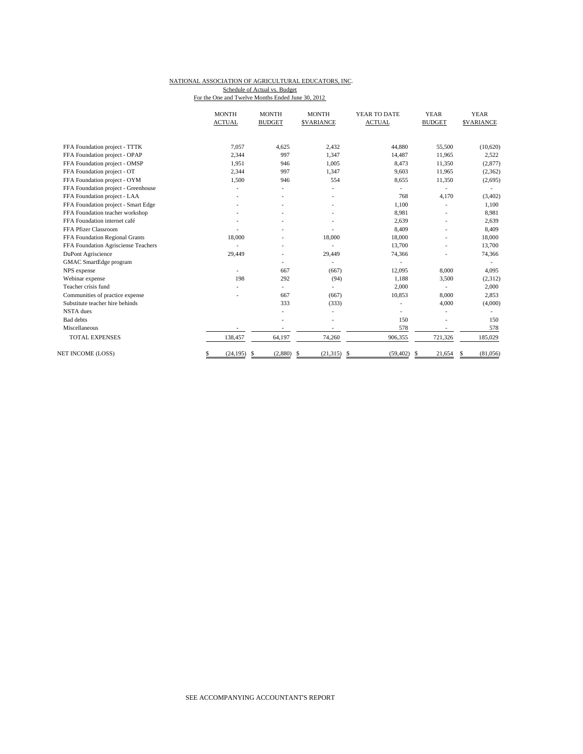NATIONAL ASSOCIATION OF AGRICULTURAL EDUCATORS, INC.

Schedule of Actual vs. Budget

For the One and Twelve Months Ended June 30, 2012

| | MONTH ACTUAL | MONTH BUDGET | MONTH $VARIANCE | YEAR TO DATE ACTUAL | YEAR BUDGET | YEAR $VARIANCE |
|---|---|---|---|---|---|---|
| FFA Foundation project - TTTK | 7,057 | 4,625 | 2,432 | 44,880 | 55,500 | (10,620) |
| FFA Foundation project - OPAP | 2,344 | 997 | 1,347 | 14,487 | 11,965 | 2,522 |
| FFA Foundation project - OMSP | 1,951 | 946 | 1,005 | 8,473 | 11,350 | (2,877) |
| FFA Foundation project - OT | 2,344 | 997 | 1,347 | 9,603 | 11,965 | (2,362) |
| FFA Foundation project - OYM | 1,500 | 946 | 554 | 8,655 | 11,350 | (2,695) |
| FFA Foundation project - Greenhouse | - | - | - | - | - | - |
| FFA Foundation project - LAA | - | - | - | 768 | 4,170 | (3,402) |
| FFA Foundation project - Smart Edge | - | - | - | 1,100 | - | 1,100 |
| FFA Foundation teacher workshop | - | - | - | 8,981 | - | 8,981 |
| FFA Foundation internet café | - | - | - | 2,639 | - | 2,639 |
| FFA Pfizer Classroom | - | - | - | 8,409 | - | 8,409 |
| FFA Foundation Regional Grants | 18,000 | - | 18,000 | 18,000 | - | 18,000 |
| FFA Foundation Agrisciense Teachers | - | - | - | 13,700 | - | 13,700 |
| DuPont Agriscience | 29,449 | - | 29,449 | 74,366 | - | 74,366 |
| GMAC SmartEdge program | | - | - | - | | - |
| NPS expense | - | 667 | (667) | 12,095 | 8,000 | 4,095 |
| Webinar expense | 198 | 292 | (94) | 1,188 | 3,500 | (2,312) |
| Teacher crisis fund | - | - | - | 2,000 | - | 2,000 |
| Communities of practice expense | - | 667 | (667) | 10,853 | 8,000 | 2,853 |
| Substitute teacher hire behinds | | 333 | (333) | - | 4,000 | (4,000) |
| NSTA dues | | - | - | - | - | - |
| Bad debts | | - | - | 150 | - | 150 |
| Miscellaneous | - | - | - | 578 | - | 578 |
| TOTAL EXPENSES | 138,457 | 64,197 | 74,260 | 906,355 | 721,326 | 185,029 |
| NET INCOME (LOSS) | $ (24,195) | $ (2,880) | $ (21,315) | $ (59,402) | $ 21,654 | $ (81,056) |

SEE ACCOMPANYING ACCOUNTANT'S REPORT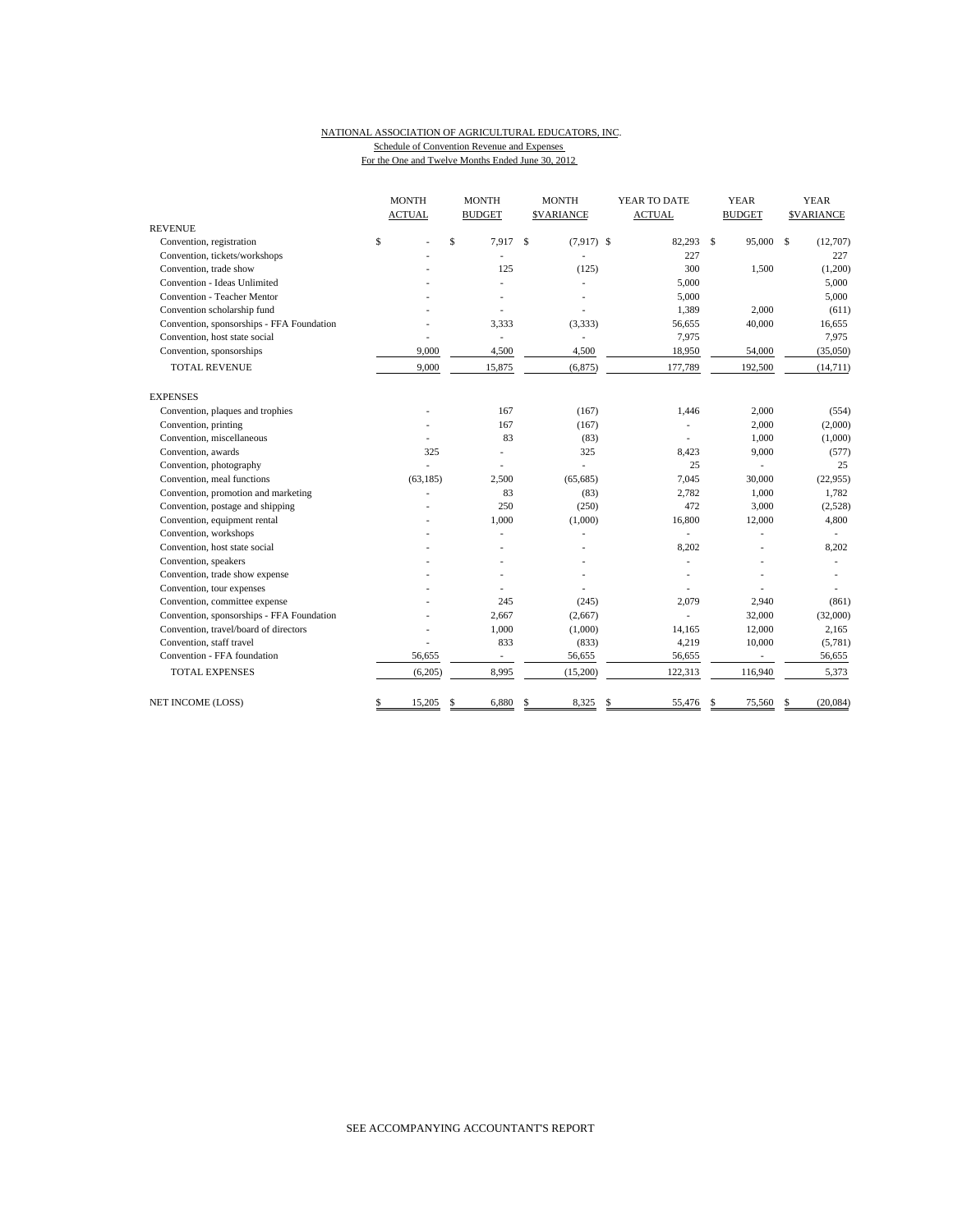NATIONAL ASSOCIATION OF AGRICULTURAL EDUCATORS, INC.

Schedule of Convention Revenue and Expenses

For the One and Twelve Months Ended June 30, 2012

| | MONTH ACTUAL | MONTH BUDGET | MONTH $VARIANCE | YEAR TO DATE ACTUAL | YEAR BUDGET | YEAR $VARIANCE |
|---|---|---|---|---|---|---|
| **REVENUE** | | | | | | |
| Convention, registration | $ - | $ 7,917 | $ (7,917) | $ 82,293 | $ 95,000 | $ (12,707) |
| Convention, tickets/workshops | - | - | - | 227 | | 227 |
| Convention, trade show | - | 125 | (125) | 300 | 1,500 | (1,200) |
| Convention - Ideas Unlimited | - | - | - | 5,000 | | 5,000 |
| Convention - Teacher Mentor | - | - | - | 5,000 | | 5,000 |
| Convention scholarship fund | - | - | - | 1,389 | 2,000 | (611) |
| Convention, sponsorships - FFA Foundation | - | 3,333 | (3,333) | 56,655 | 40,000 | 16,655 |
| Convention, host state social | - | - | - | 7,975 | | 7,975 |
| Convention, sponsorships | 9,000 | 4,500 | 4,500 | 18,950 | 54,000 | (35,050) |
| TOTAL REVENUE | 9,000 | 15,875 | (6,875) | 177,789 | 192,500 | (14,711) |
| **EXPENSES** | | | | | | |
| Convention, plaques and trophies | - | 167 | (167) | 1,446 | 2,000 | (554) |
| Convention, printing | - | 167 | (167) | - | 2,000 | (2,000) |
| Convention, miscellaneous | - | 83 | (83) | - | 1,000 | (1,000) |
| Convention, awards | 325 | - | 325 | 8,423 | 9,000 | (577) |
| Convention, photography | - | - | - | 25 | - | 25 |
| Convention, meal functions | (63,185) | 2,500 | (65,685) | 7,045 | 30,000 | (22,955) |
| Convention, promotion and marketing | - | 83 | (83) | 2,782 | 1,000 | 1,782 |
| Convention, postage and shipping | - | 250 | (250) | 472 | 3,000 | (2,528) |
| Convention, equipment rental | - | 1,000 | (1,000) | 16,800 | 12,000 | 4,800 |
| Convention, workshops | - | - | - | - | - | - |
| Convention, host state social | - | - | - | 8,202 | - | 8,202 |
| Convention, speakers | - | - | - | - | - | - |
| Convention, trade show expense | - | - | - | - | - | - |
| Convention, tour expenses | - | - | - | - | - | - |
| Convention, committee expense | - | 245 | (245) | 2,079 | 2,940 | (861) |
| Convention, sponsorships - FFA Foundation | - | 2,667 | (2,667) | - | 32,000 | (32,000) |
| Convention, travel/board of directors | - | 1,000 | (1,000) | 14,165 | 12,000 | 2,165 |
| Convention, staff travel | - | 833 | (833) | 4,219 | 10,000 | (5,781) |
| Convention - FFA foundation | 56,655 | - | 56,655 | 56,655 | - | 56,655 |
| TOTAL EXPENSES | (6,205) | 8,995 | (15,200) | 122,313 | 116,940 | 5,373 |
| NET INCOME (LOSS) | $ 15,205 | $ 6,880 | $ 8,325 | $ 55,476 | $ 75,560 | $ (20,084) |

SEE ACCOMPANYING ACCOUNTANT'S REPORT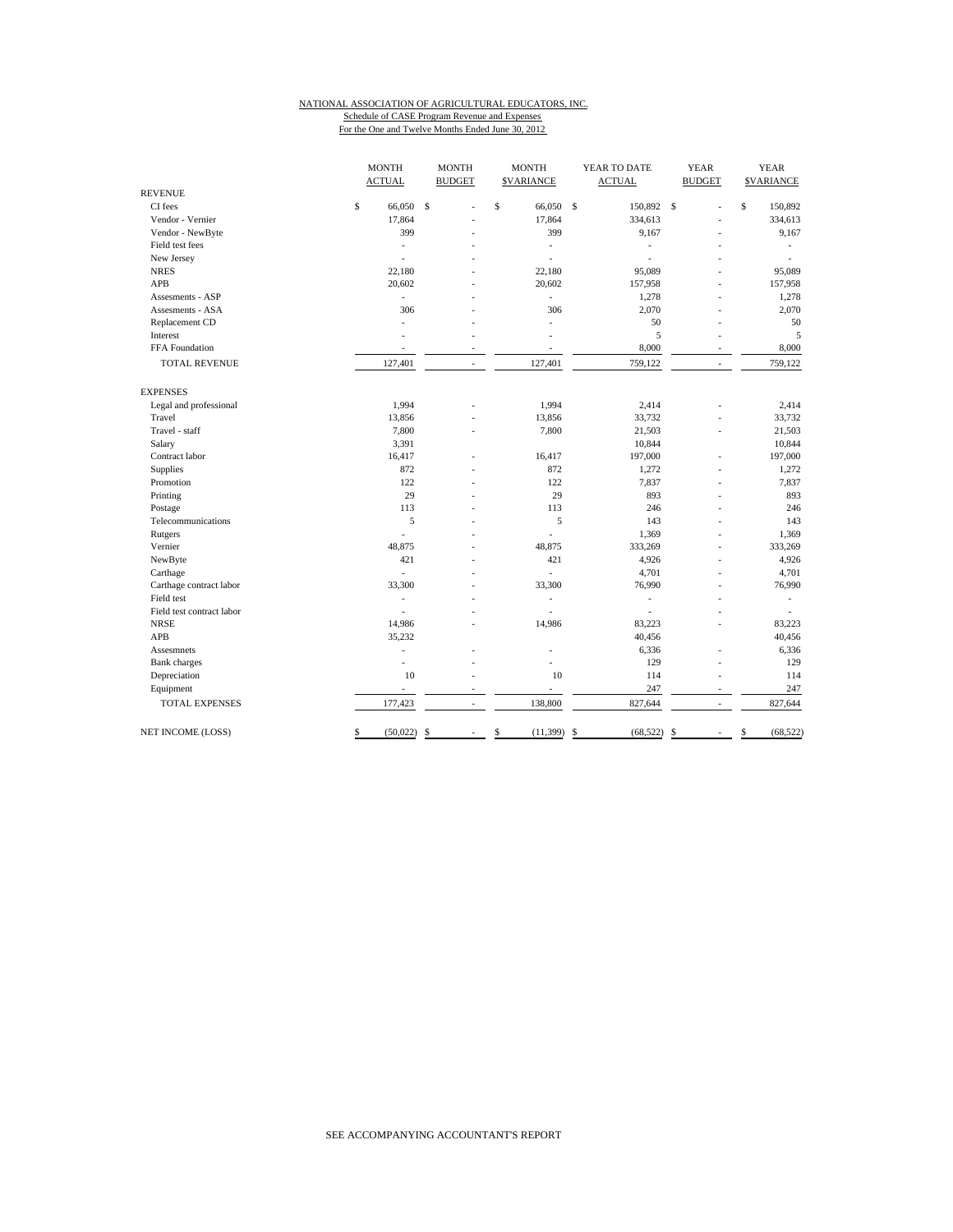NATIONAL ASSOCIATION OF AGRICULTURAL EDUCATORS, INC.

Schedule of CASE Program Revenue and Expenses

For the One and Twelve Months Ended June 30, 2012

| | MONTH ACTUAL | MONTH BUDGET | MONTH $VARIANCE | YEAR TO DATE ACTUAL | YEAR BUDGET | YEAR $VARIANCE |
|---|---|---|---|---|---|---|
| REVENUE | | | | | | |
| CI fees | $ 66,050 | $ - | $ 66,050 | $ 150,892 | $ - | $ 150,892 |
| Vendor - Vernier | 17,864 | - | 17,864 | 334,613 | - | 334,613 |
| Vendor - NewByte | 399 | - | 399 | 9,167 | - | 9,167 |
| Field test fees | - | - | - | - | - | - |
| New Jersey | - | - | - | - | - | - |
| NRES | 22,180 | - | 22,180 | 95,089 | - | 95,089 |
| APB | 20,602 | - | 20,602 | 157,958 | - | 157,958 |
| Assesments - ASP | - | - | - | 1,278 | - | 1,278 |
| Assesments - ASA | 306 | - | 306 | 2,070 | - | 2,070 |
| Replacement CD | - | - | - | 50 | - | 50 |
| Interest | - | - | - | 5 | - | 5 |
| FFA Foundation | - | - | - | 8,000 | - | 8,000 |
| TOTAL REVENUE | 127,401 | - | 127,401 | 759,122 | - | 759,122 |
| EXPENSES | | | | | | |
| Legal and professional | 1,994 | - | 1,994 | 2,414 | - | 2,414 |
| Travel | 13,856 | - | 13,856 | 33,732 | - | 33,732 |
| Travel - staff | 7,800 | - | 7,800 | 21,503 | - | 21,503 |
| Salary | 3,391 | | | 10,844 | | 10,844 |
| Contract labor | 16,417 | - | 16,417 | 197,000 | - | 197,000 |
| Supplies | 872 | - | 872 | 1,272 | - | 1,272 |
| Promotion | 122 | - | 122 | 7,837 | - | 7,837 |
| Printing | 29 | - | 29 | 893 | - | 893 |
| Postage | 113 | - | 113 | 246 | - | 246 |
| Telecommunications | 5 | - | 5 | 143 | - | 143 |
| Rutgers | - | - | - | 1,369 | - | 1,369 |
| Vernier | 48,875 | - | 48,875 | 333,269 | - | 333,269 |
| NewByte | 421 | - | 421 | 4,926 | - | 4,926 |
| Carthage | - | - | - | 4,701 | - | 4,701 |
| Carthage contract labor | 33,300 | - | 33,300 | 76,990 | - | 76,990 |
| Field test | - | - | - | - | - | - |
| Field test contract labor | - | - | - | - | - | - |
| NRSE | 14,986 | - | 14,986 | 83,223 | - | 83,223 |
| APB | 35,232 | | | 40,456 | | 40,456 |
| Assesmnets | - | - | - | 6,336 | - | 6,336 |
| Bank charges | - | - | - | 129 | - | 129 |
| Depreciation | 10 | - | 10 | 114 | - | 114 |
| Equipment | - | - | - | 247 | - | 247 |
| TOTAL EXPENSES | 177,423 | - | 138,800 | 827,644 | - | 827,644 |
| NET INCOME (LOSS) | $ (50,022) | $ - | $ (11,399) | $ (68,522) | $ - | $ (68,522) |

SEE ACCOMPANYING ACCOUNTANT'S REPORT